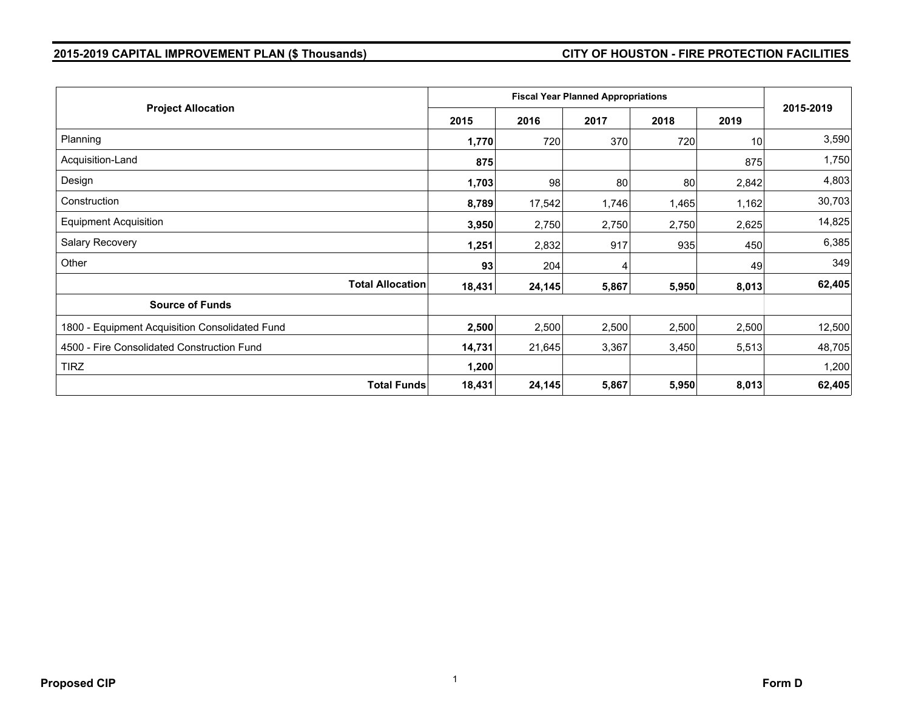## 2015-2019 CAPITAL IMPROVEMENT PLAN ($ Thousands)

## CITY OF HOUSTON - FIRE PROTECTION FACILITIES

| Project Allocation | Fiscal Year Planned Appropriations | | | | | 2015-2019 |
|---|---|---|---|---|---|---|
| | 2015 | 2016 | 2017 | 2018 | 2019 | |
| Planning | **1,770** | 720 | 370 | 720 | 10 | 3,590 |
| Acquisition-Land | **875** | | | | 875 | 1,750 |
| Design | **1,703** | 98 | 80 | 80 | 2,842 | 4,803 |
| Construction | **8,789** | 17,542 | 1,746 | 1,465 | 1,162 | 30,703 |
| Equipment Acquisition | **3,950** | 2,750 | 2,750 | 2,750 | 2,625 | 14,825 |
| Salary Recovery | **1,251** | 2,832 | 917 | 935 | 450 | 6,385 |
| Other | **93** | 204 | 4 | | 49 | 349 |
| **Total Allocation** | **18,431** | **24,145** | **5,867** | **5,950** | **8,013** | **62,405** |
| **Source of Funds** | | | | | | |
| 1800 - Equipment Acquisition Consolidated Fund | **2,500** | 2,500 | 2,500 | 2,500 | 2,500 | 12,500 |
| 4500 - Fire Consolidated Construction Fund | **14,731** | 21,645 | 3,367 | 3,450 | 5,513 | 48,705 |
| TIRZ | **1,200** | | | | | 1,200 |
| **Total Funds** | **18,431** | **24,145** | **5,867** | **5,950** | **8,013** | **62,405** |

**Proposed CIP** **Form D**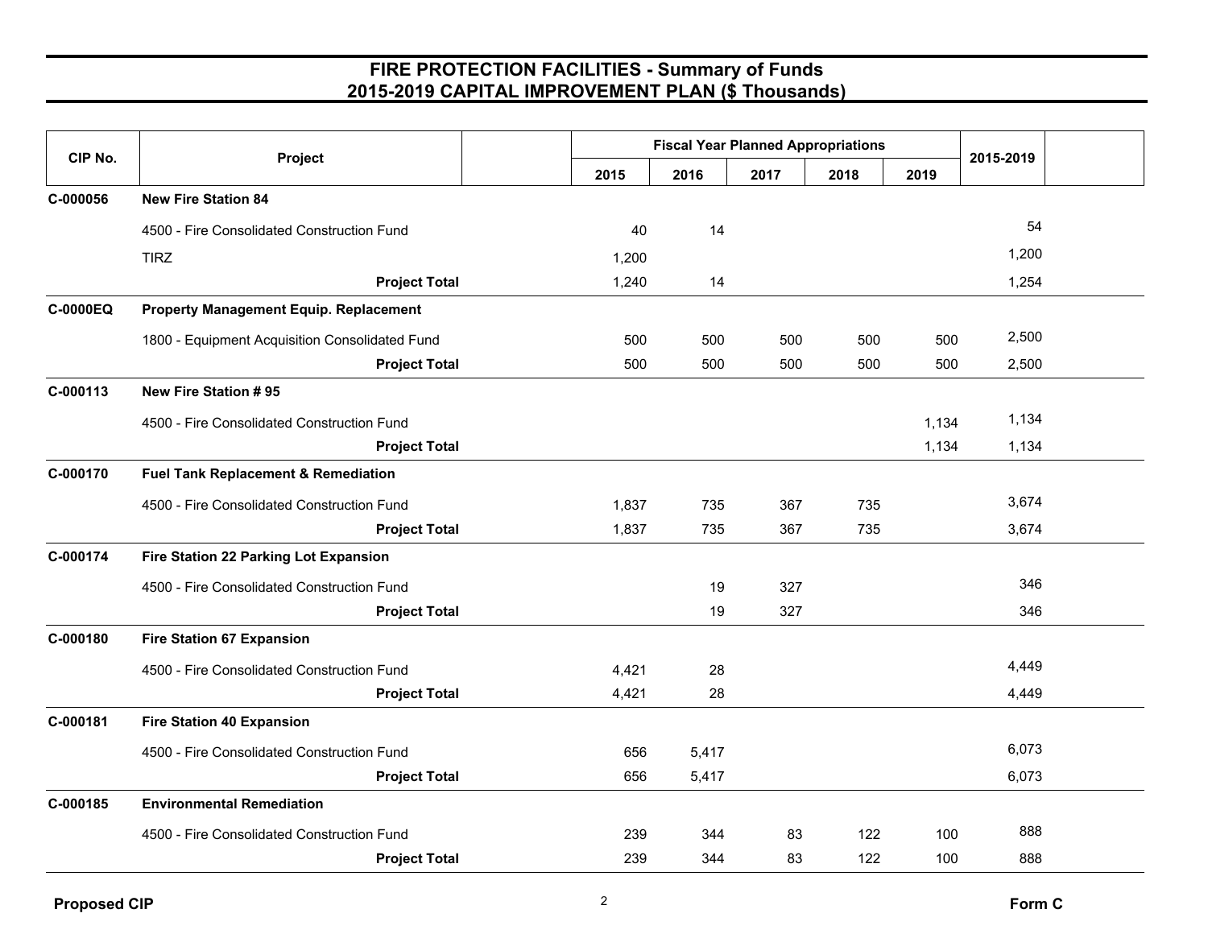# FIRE PROTECTION FACILITIES - Summary of Funds
## 2015-2019 CAPITAL IMPROVEMENT PLAN ($ Thousands)

| CIP No. | Project | | Fiscal Year Planned Appropriations | | | | | 2015-2019 |
|---|---|---|---|---|---|---|---|---|
| | | | 2015 | 2016 | 2017 | 2018 | 2019 | |
| C-000056 | **New Fire Station 84** | | | | | | | |
| | 4500 - Fire Consolidated Construction Fund | | 40 | 14 | | | | 54 |
| | TIRZ | | 1,200 | | | | | 1,200 |
| | | **Project Total** | 1,240 | 14 | | | | 1,254 |
| C-0000EQ | **Property Management Equip. Replacement** | | | | | | | |
| | 1800 - Equipment Acquisition Consolidated Fund | | 500 | 500 | 500 | 500 | 500 | 2,500 |
| | | **Project Total** | 500 | 500 | 500 | 500 | 500 | 2,500 |
| C-000113 | **New Fire Station # 95** | | | | | | | |
| | 4500 - Fire Consolidated Construction Fund | | | | | | 1,134 | 1,134 |
| | | **Project Total** | | | | | 1,134 | 1,134 |
| C-000170 | **Fuel Tank Replacement & Remediation** | | | | | | | |
| | 4500 - Fire Consolidated Construction Fund | | 1,837 | 735 | 367 | 735 | | 3,674 |
| | | **Project Total** | 1,837 | 735 | 367 | 735 | | 3,674 |
| C-000174 | **Fire Station 22 Parking Lot Expansion** | | | | | | | |
| | 4500 - Fire Consolidated Construction Fund | | | 19 | 327 | | | 346 |
| | | **Project Total** | | 19 | 327 | | | 346 |
| C-000180 | **Fire Station 67 Expansion** | | | | | | | |
| | 4500 - Fire Consolidated Construction Fund | | 4,421 | 28 | | | | 4,449 |
| | | **Project Total** | 4,421 | 28 | | | | 4,449 |
| C-000181 | **Fire Station 40 Expansion** | | | | | | | |
| | 4500 - Fire Consolidated Construction Fund | | 656 | 5,417 | | | | 6,073 |
| | | **Project Total** | 656 | 5,417 | | | | 6,073 |
| C-000185 | **Environmental Remediation** | | | | | | | |
| | 4500 - Fire Consolidated Construction Fund | | 239 | 344 | 83 | 122 | 100 | 888 |
| | | **Project Total** | 239 | 344 | 83 | 122 | 100 | 888 |

**Proposed CIP** **Form C**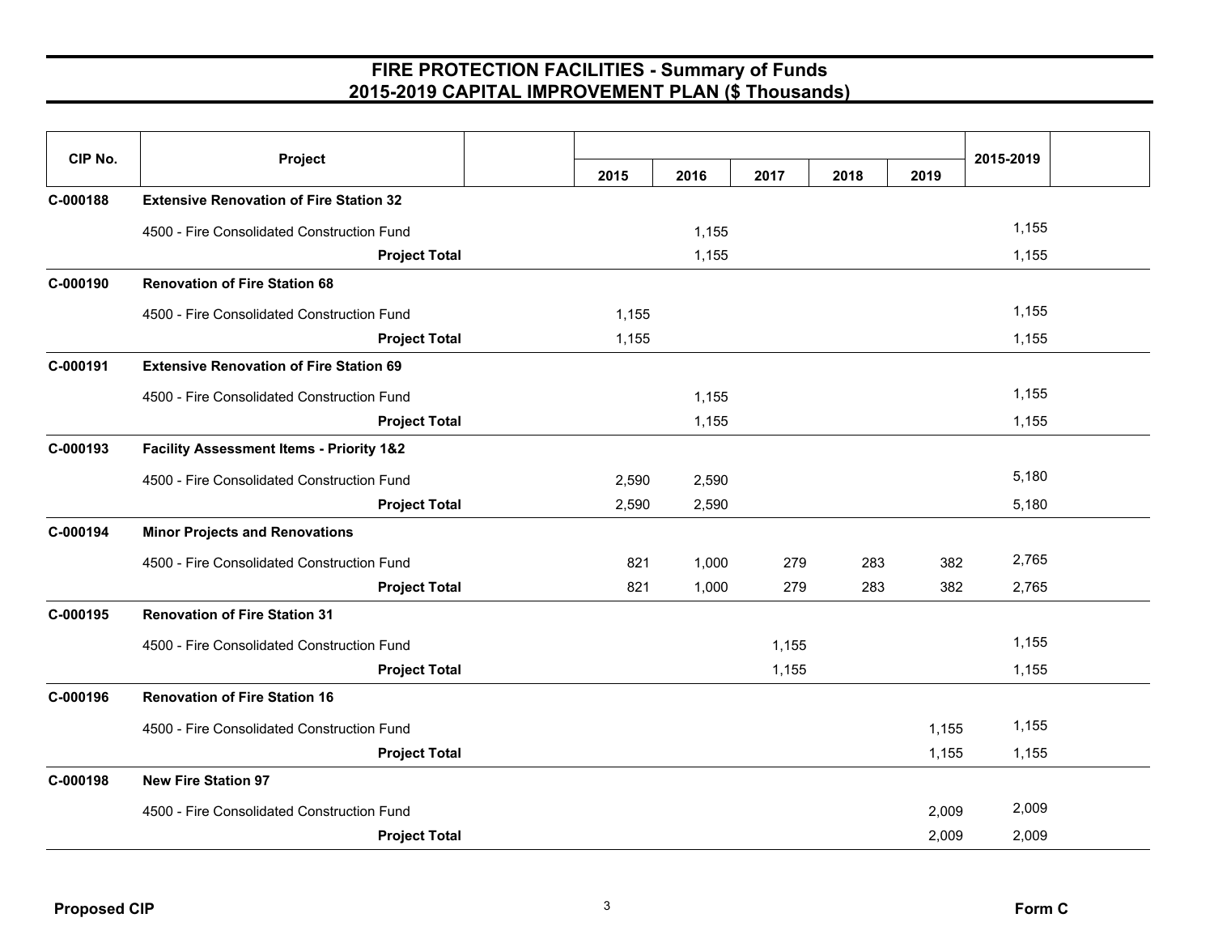# FIRE PROTECTION FACILITIES - Summary of Funds
## 2015-2019 CAPITAL IMPROVEMENT PLAN ($ Thousands)

| CIP No. | Project | 2015 | 2016 | 2017 | 2018 | 2019 | 2015-2019 |
|---|---|---|---|---|---|---|---|
| C-000188 | **Extensive Renovation of Fire Station 32** | | | | | | |
| | 4500 - Fire Consolidated Construction Fund | | 1,155 | | | | 1,155 |
| | **Project Total** | | 1,155 | | | | 1,155 |
| C-000190 | **Renovation of Fire Station 68** | | | | | | |
| | 4500 - Fire Consolidated Construction Fund | 1,155 | | | | | 1,155 |
| | **Project Total** | 1,155 | | | | | 1,155 |
| C-000191 | **Extensive Renovation of Fire Station 69** | | | | | | |
| | 4500 - Fire Consolidated Construction Fund | | 1,155 | | | | 1,155 |
| | **Project Total** | | 1,155 | | | | 1,155 |
| C-000193 | **Facility Assessment Items - Priority 1&2** | | | | | | |
| | 4500 - Fire Consolidated Construction Fund | 2,590 | 2,590 | | | | 5,180 |
| | **Project Total** | 2,590 | 2,590 | | | | 5,180 |
| C-000194 | **Minor Projects and Renovations** | | | | | | |
| | 4500 - Fire Consolidated Construction Fund | 821 | 1,000 | 279 | 283 | 382 | 2,765 |
| | **Project Total** | 821 | 1,000 | 279 | 283 | 382 | 2,765 |
| C-000195 | **Renovation of Fire Station 31** | | | | | | |
| | 4500 - Fire Consolidated Construction Fund | | | 1,155 | | | 1,155 |
| | **Project Total** | | | 1,155 | | | 1,155 |
| C-000196 | **Renovation of Fire Station 16** | | | | | | |
| | 4500 - Fire Consolidated Construction Fund | | | | | 1,155 | 1,155 |
| | **Project Total** | | | | | 1,155 | 1,155 |
| C-000198 | **New Fire Station 97** | | | | | | |
| | 4500 - Fire Consolidated Construction Fund | | | | | 2,009 | 2,009 |
| | **Project Total** | | | | | 2,009 | 2,009 |

**Proposed CIP** **Form C**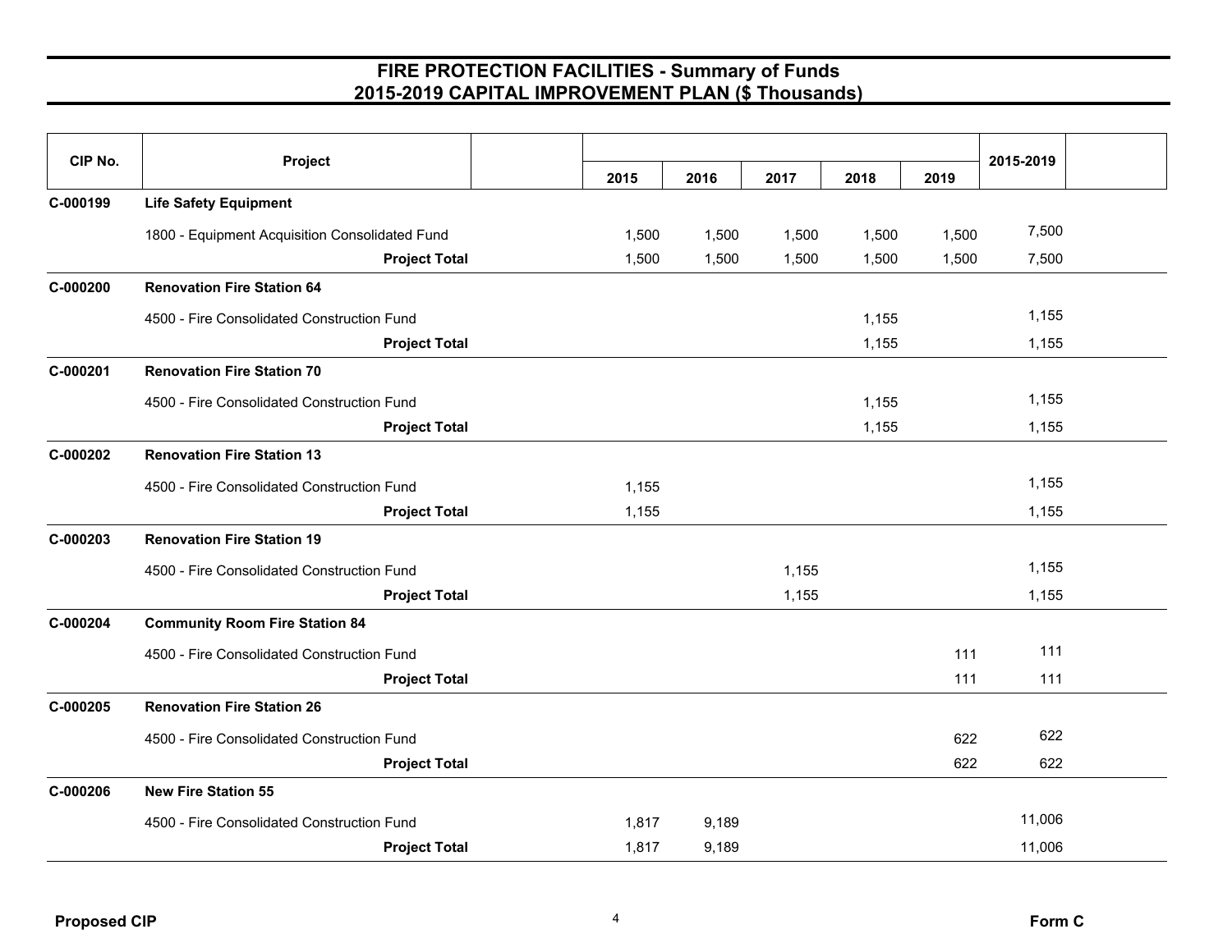# FIRE PROTECTION FACILITIES - Summary of Funds
## 2015-2019 CAPITAL IMPROVEMENT PLAN ($ Thousands)

| CIP No. | Project | 2015 | 2016 | 2017 | 2018 | 2019 | 2015-2019 |
|---|---|---|---|---|---|---|---|
| C-000199 | **Life Safety Equipment** | | | | | | |
| | 1800 - Equipment Acquisition Consolidated Fund | 1,500 | 1,500 | 1,500 | 1,500 | 1,500 | 7,500 |
| | **Project Total** | 1,500 | 1,500 | 1,500 | 1,500 | 1,500 | 7,500 |
| C-000200 | **Renovation Fire Station 64** | | | | | | |
| | 4500 - Fire Consolidated Construction Fund | | | | 1,155 | | 1,155 |
| | **Project Total** | | | | 1,155 | | 1,155 |
| C-000201 | **Renovation Fire Station 70** | | | | | | |
| | 4500 - Fire Consolidated Construction Fund | | | | 1,155 | | 1,155 |
| | **Project Total** | | | | 1,155 | | 1,155 |
| C-000202 | **Renovation Fire Station 13** | | | | | | |
| | 4500 - Fire Consolidated Construction Fund | 1,155 | | | | | 1,155 |
| | **Project Total** | 1,155 | | | | | 1,155 |
| C-000203 | **Renovation Fire Station 19** | | | | | | |
| | 4500 - Fire Consolidated Construction Fund | | | 1,155 | | | 1,155 |
| | **Project Total** | | | 1,155 | | | 1,155 |
| C-000204 | **Community Room Fire Station 84** | | | | | | |
| | 4500 - Fire Consolidated Construction Fund | | | | | 111 | 111 |
| | **Project Total** | | | | | 111 | 111 |
| C-000205 | **Renovation Fire Station 26** | | | | | | |
| | 4500 - Fire Consolidated Construction Fund | | | | | 622 | 622 |
| | **Project Total** | | | | | 622 | 622 |
| C-000206 | **New Fire Station 55** | | | | | | |
| | 4500 - Fire Consolidated Construction Fund | 1,817 | 9,189 | | | | 11,006 |
| | **Project Total** | 1,817 | 9,189 | | | | 11,006 |

**Proposed CIP** | **Form C**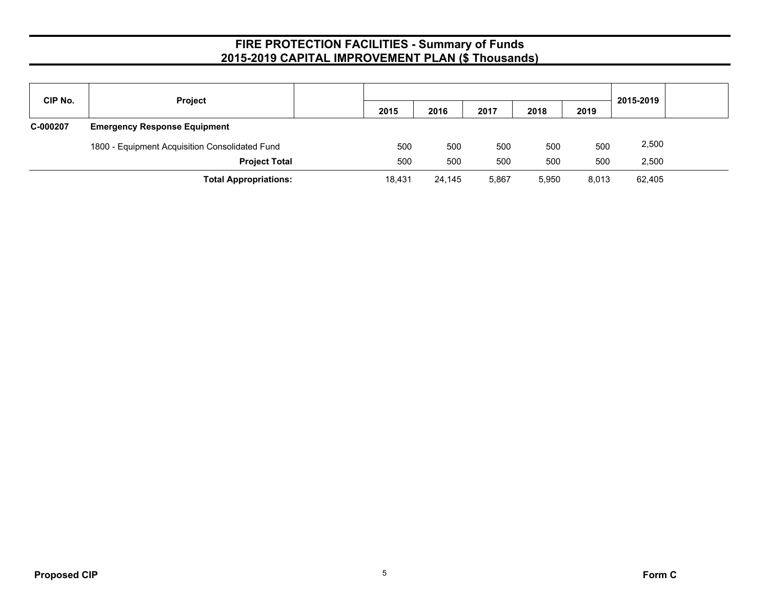# FIRE PROTECTION FACILITIES - Summary of Funds
## 2015-2019 CAPITAL IMPROVEMENT PLAN ($ Thousands)

| CIP No. | Project | | 2015 | 2016 | 2017 | 2018 | 2019 | 2015-2019 | |
|---|---|---|---|---|---|---|---|---|---|
| C-000207 | **Emergency Response Equipment** | | | | | | | | |
| | 1800 - Equipment Acquisition Consolidated Fund | | 500 | 500 | 500 | 500 | 500 | 2,500 | |
| | **Project Total** | | 500 | 500 | 500 | 500 | 500 | 2,500 | |
| | **Total Appropriations:** | | 18,431 | 24,145 | 5,867 | 5,950 | 8,013 | 62,405 | |

**Proposed CIP** **Form C**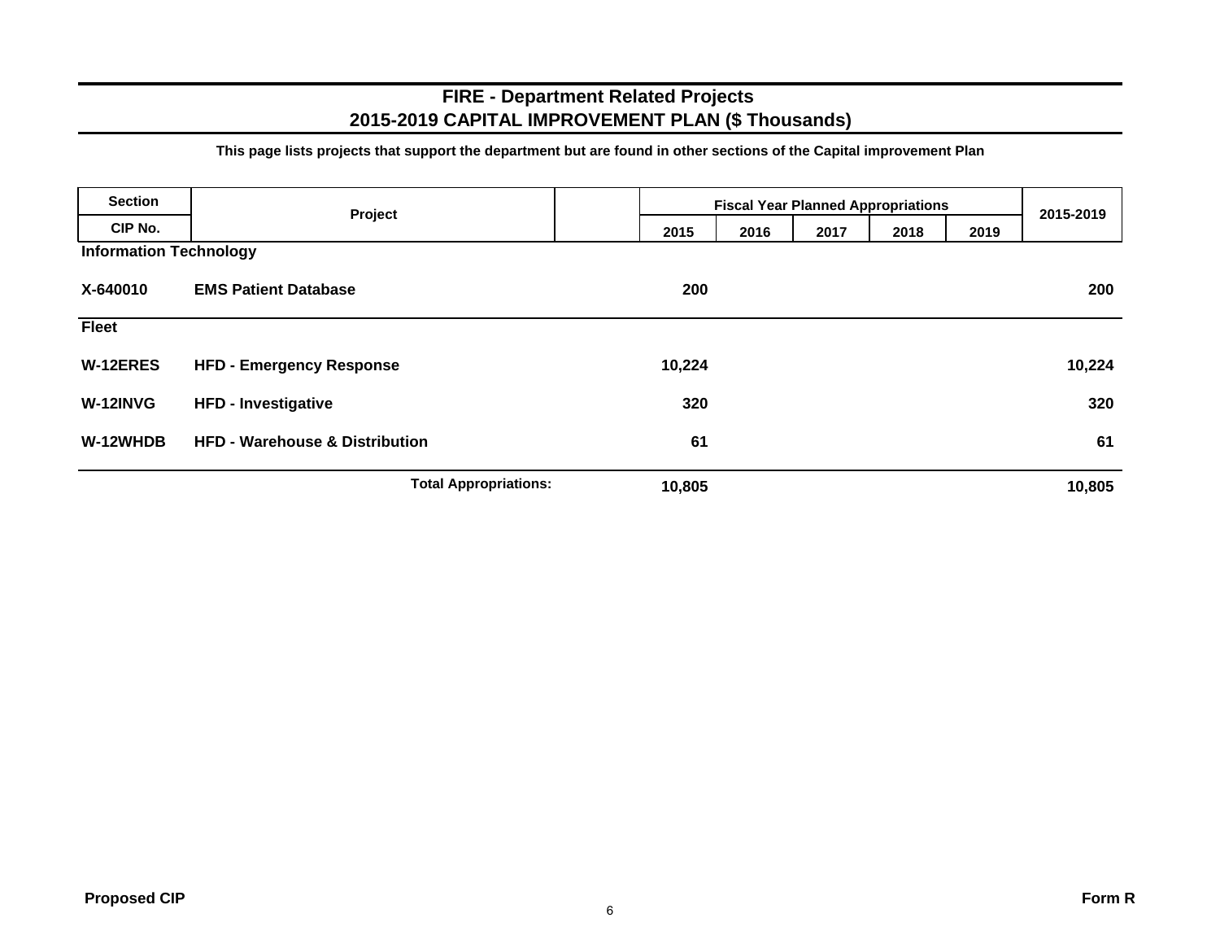# FIRE - Department Related Projects
# 2015-2019 CAPITAL IMPROVEMENT PLAN ($ Thousands)

**This page lists projects that support the department but are found in other sections of the Capital improvement Plan**

| Section / CIP No. | Project | | Fiscal Year Planned Appropriations | | | | | 2015-2019 |
|---|---|---|---|---|---|---|---|---|
| | | | 2015 | 2016 | 2017 | 2018 | 2019 | |
| **Information Technology** | | | | | | | | |
| **X-640010** | **EMS Patient Database** | | **200** | | | | | **200** |
| **Fleet** | | | | | | | | |
| **W-12ERES** | **HFD - Emergency Response** | | **10,224** | | | | | **10,224** |
| **W-12INVG** | **HFD - Investigative** | | **320** | | | | | **320** |
| **W-12WHDB** | **HFD - Warehouse & Distribution** | | **61** | | | | | **61** |
| | **Total Appropriations:** | | **10,805** | | | | | **10,805** |

**Proposed CIP** **Form R**